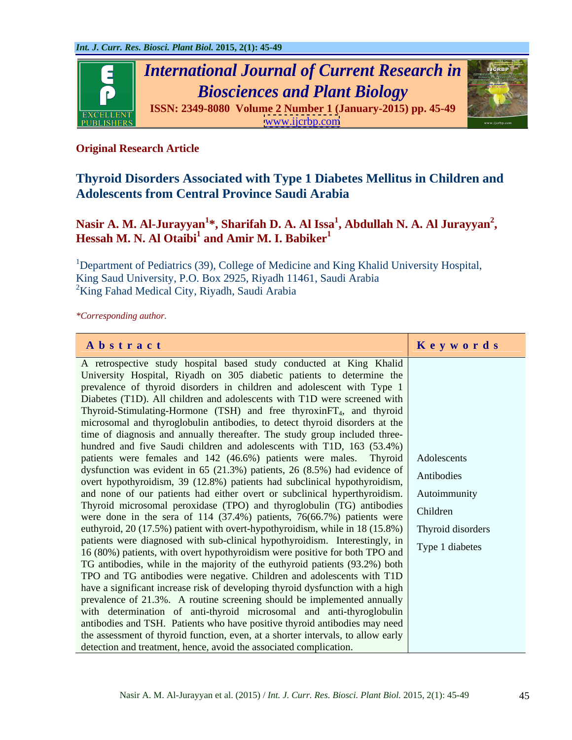**Original Research Article**

# Thyroid Disorders Associated with Type 1 Diabetes Mellitus in Children and Adolescents from Central Province Saudi Arabia

**Nasir A. M. Al-Jurayyan[1]*, Sharifah D. A. Al Issa[1], Abdullah N. A. Al Jurayyan[2], Hessah M. N. Al Otaibi[1] and Amir M. I. Babiker[1]**

[1]Department of Pediatrics (39), College of Medicine and King Khalid University Hospital, King Saud University, P.O. Box 2925, Riyadh 11461, Saudi Arabia
[2]King Fahad Medical City, Riyadh, Saudi Arabia

*\*Corresponding author.*

## Abstract

A retrospective study hospital based study conducted at King Khalid University Hospital, Riyadh on 305 diabetic patients to determine the prevalence of thyroid disorders in children and adolescent with Type 1 Diabetes (T1D). All children and adolescents with T1D were screened with Thyroid-Stimulating-Hormone (TSH) and free thyroxin$FT_4$, and thyroid microsomal and thyroglobulin antibodies, to detect thyroid disorders at the time of diagnosis and annually thereafter. The study group included three-hundred and five Saudi children and adolescents with T1D, 163 (53.4%) patients were females and 142 (46.6%) patients were males. Thyroid dysfunction was evident in 65 (21.3%) patients, 26 (8.5%) had evidence of overt hypothyroidism, 39 (12.8%) patients had subclinical hypothyroidism, and none of our patients had either overt or subclinical hyperthyroidism. Thyroid microsomal peroxidase (TPO) and thyroglobulin (TG) antibodies were done in the sera of 114 (37.4%) patients, 76(66.7%) patients were euthyroid, 20 (17.5%) patient with overt-hypothyroidism, while in 18 (15.8%) patients were diagnosed with sub-clinical hypothyroidism. Interestingly, in 16 (80%) patients, with overt hypothyroidism were positive for both TPO and TG antibodies, while in the majority of the euthyroid patients (93.2%) both TPO and TG antibodies were negative. Children and adolescents with T1D have a significant increase risk of developing thyroid dysfunction with a high prevalence of 21.3%. A routine screening should be implemented annually with determination of anti-thyroid microsomal and anti-thyroglobulin antibodies and TSH. Patients who have positive thyroid antibodies may need the assessment of thyroid function, even, at a shorter intervals, to allow early detection and treatment, hence, avoid the associated complication.

## Keywords

Adolescents
Antibodies
Autoimmunity
Children
Thyroid disorders
Type 1 diabetes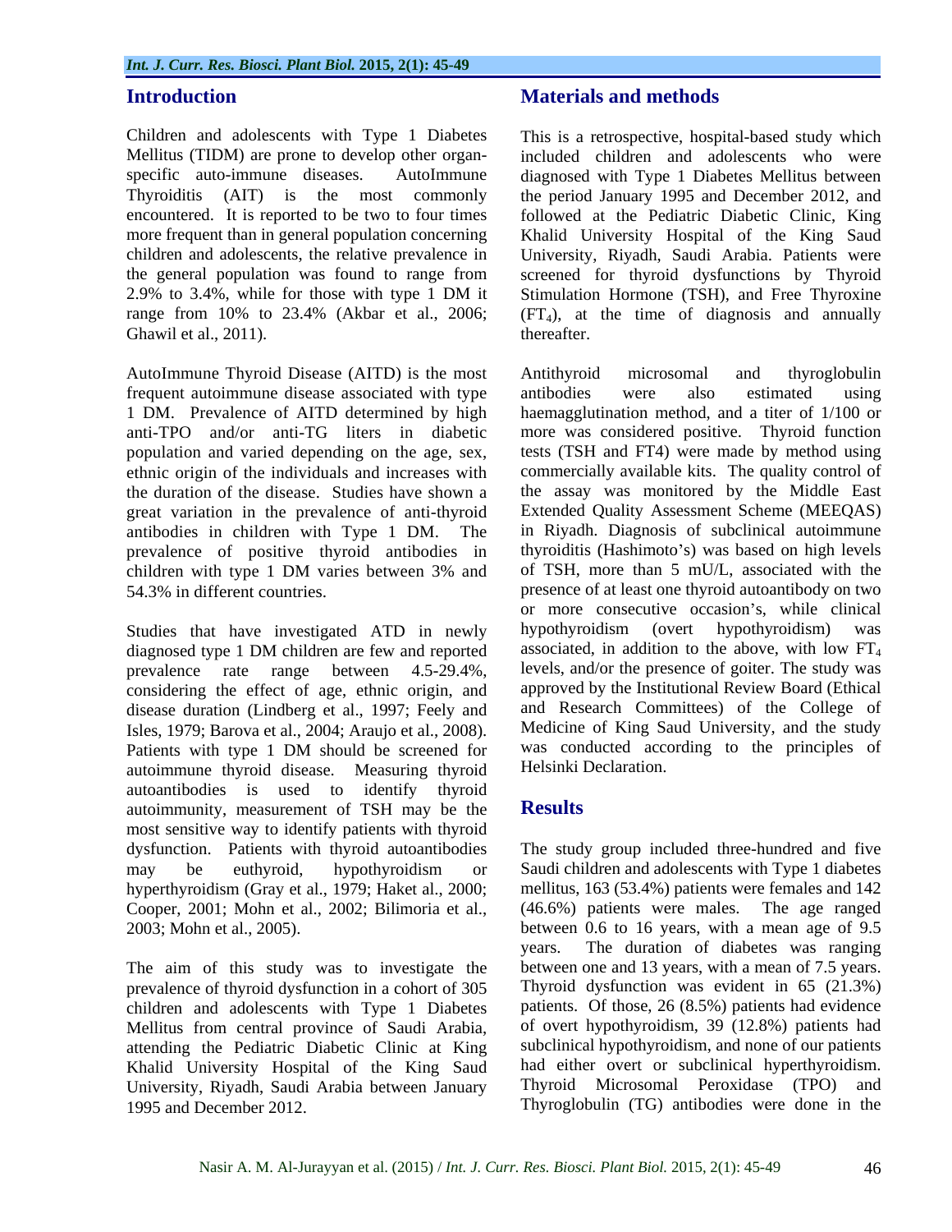## Introduction

Children and adolescents with Type 1 Diabetes Mellitus (TIDM) are prone to develop other organ-specific auto-immune diseases. AutoImmune Thyroiditis (AIT) is the most commonly encountered. It is reported to be two to four times more frequent than in general population concerning children and adolescents, the relative prevalence in the general population was found to range from 2.9% to 3.4%, while for those with type 1 DM it range from 10% to 23.4% (Akbar et al., 2006; Ghawil et al., 2011).

AutoImmune Thyroid Disease (AITD) is the most frequent autoimmune disease associated with type 1 DM. Prevalence of AITD determined by high anti-TPO and/or anti-TG liters in diabetic population and varied depending on the age, sex, ethnic origin of the individuals and increases with the duration of the disease. Studies have shown a great variation in the prevalence of anti-thyroid antibodies in children with Type 1 DM. The prevalence of positive thyroid antibodies in children with type 1 DM varies between 3% and 54.3% in different countries.

Studies that have investigated ATD in newly diagnosed type 1 DM children are few and reported prevalence rate range between 4.5-29.4%, considering the effect of age, ethnic origin, and disease duration (Lindberg et al., 1997; Feely and Isles, 1979; Barova et al., 2004; Araujo et al., 2008). Patients with type 1 DM should be screened for autoimmune thyroid disease. Measuring thyroid autoantibodies is used to identify thyroid autoimmunity, measurement of TSH may be the most sensitive way to identify patients with thyroid dysfunction. Patients with thyroid autoantibodies may be euthyroid, hypothyroidism or hyperthyroidism (Gray et al., 1979; Haket al., 2000; Cooper, 2001; Mohn et al., 2002; Bilimoria et al., 2003; Mohn et al., 2005).

The aim of this study was to investigate the prevalence of thyroid dysfunction in a cohort of 305 children and adolescents with Type 1 Diabetes Mellitus from central province of Saudi Arabia, attending the Pediatric Diabetic Clinic at King Khalid University Hospital of the King Saud University, Riyadh, Saudi Arabia between January 1995 and December 2012.

## Materials and methods

This is a retrospective, hospital-based study which included children and adolescents who were diagnosed with Type 1 Diabetes Mellitus between the period January 1995 and December 2012, and followed at the Pediatric Diabetic Clinic, King Khalid University Hospital of the King Saud University, Riyadh, Saudi Arabia. Patients were screened for thyroid dysfunctions by Thyroid Stimulation Hormone (TSH), and Free Thyroxine ($FT_4$), at the time of diagnosis and annually thereafter.

Antithyroid microsomal and thyroglobulin antibodies were also estimated using haemagglutination method, and a titer of 1/100 or more was considered positive. Thyroid function tests (TSH and FT4) were made by method using commercially available kits. The quality control of the assay was monitored by the Middle East Extended Quality Assessment Scheme (MEEQAS) in Riyadh. Diagnosis of subclinical autoimmune thyroiditis (Hashimoto's) was based on high levels of TSH, more than 5 mU/L, associated with the presence of at least one thyroid autoantibody on two or more consecutive occasion's, while clinical hypothyroidism (overt hypothyroidism) was associated, in addition to the above, with low $FT_4$ levels, and/or the presence of goiter. The study was approved by the Institutional Review Board (Ethical and Research Committees) of the College of Medicine of King Saud University, and the study was conducted according to the principles of Helsinki Declaration.

## Results

The study group included three-hundred and five Saudi children and adolescents with Type 1 diabetes mellitus, 163 (53.4%) patients were females and 142 (46.6%) patients were males. The age ranged between 0.6 to 16 years, with a mean age of 9.5 years. The duration of diabetes was ranging between one and 13 years, with a mean of 7.5 years. Thyroid dysfunction was evident in 65 (21.3%) patients. Of those, 26 (8.5%) patients had evidence of overt hypothyroidism, 39 (12.8%) patients had subclinical hypothyroidism, and none of our patients had either overt or subclinical hyperthyroidism. Thyroid Microsomal Peroxidase (TPO) and Thyroglobulin (TG) antibodies were done in the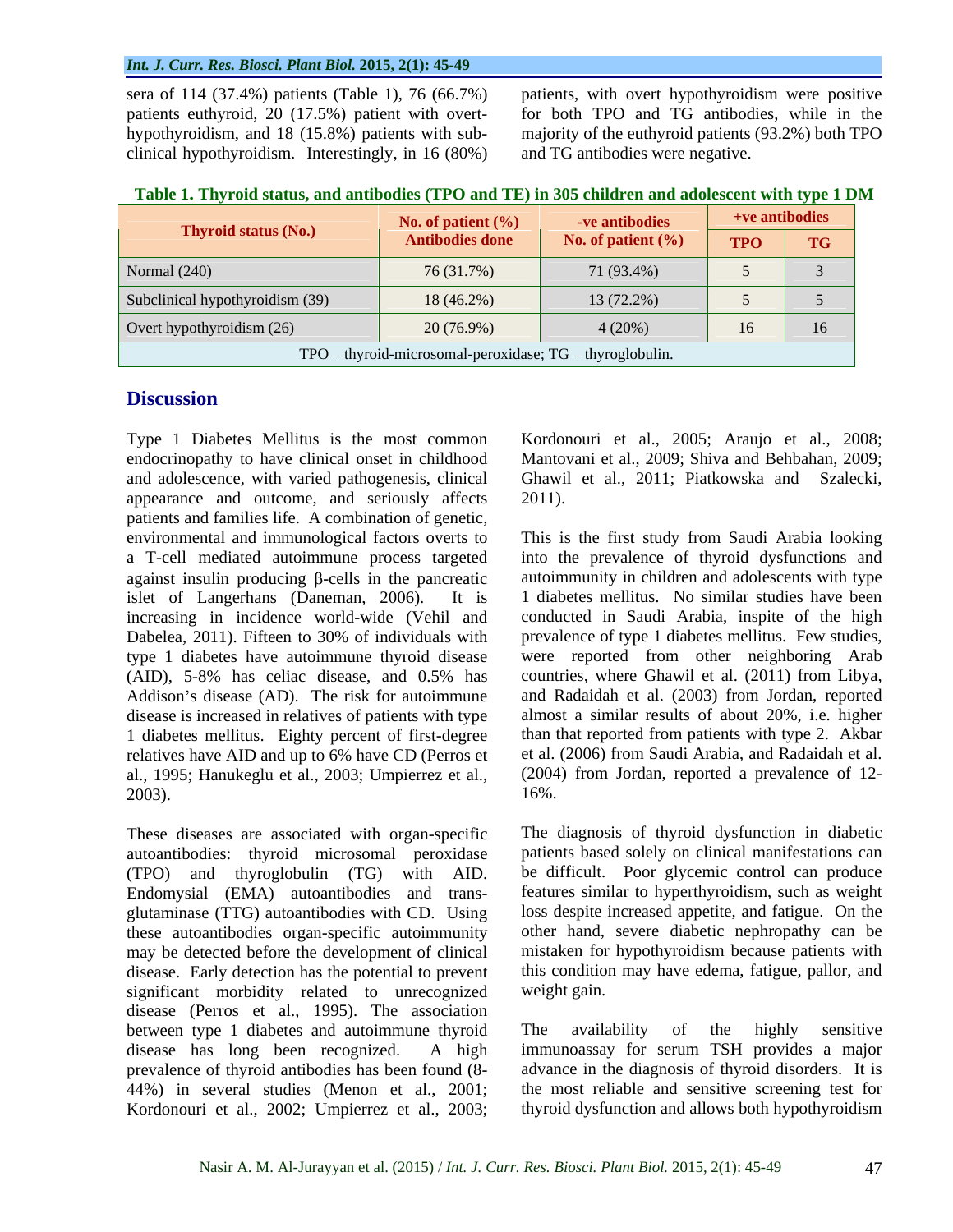sera of 114 (37.4%) patients (Table 1), 76 (66.7%) patients euthyroid, 20 (17.5%) patient with overt-hypothyroidism, and 18 (15.8%) patients with sub-clinical hypothyroidism. Interestingly, in 16 (80%) patients, with overt hypothyroidism were positive for both TPO and TG antibodies, while in the majority of the euthyroid patients (93.2%) both TPO and TG antibodies were negative.

**Table 1. Thyroid status, and antibodies (TPO and TE) in 305 children and adolescent with type 1 DM**

| Thyroid status (No.) | No. of patient (%) Antibodies done | -ve antibodies No. of patient (%) | +ve antibodies | |
|---|---|---|---|---|
| | | | TPO | TG |
| Normal (240) | 76 (31.7%) | 71 (93.4%) | 5 | 3 |
| Subclinical hypothyroidism (39) | 18 (46.2%) | 13 (72.2%) | 5 | 5 |
| Overt hypothyroidism (26) | 20 (76.9%) | 4 (20%) | 16 | 16 |

TPO – thyroid-microsomal-peroxidase; TG – thyroglobulin.

## Discussion

Type 1 Diabetes Mellitus is the most common endocrinopathy to have clinical onset in childhood and adolescence, with varied pathogenesis, clinical appearance and outcome, and seriously affects patients and families life. A combination of genetic, environmental and immunological factors overts to a T-cell mediated autoimmune process targeted against insulin producing β-cells in the pancreatic islet of Langerhans (Daneman, 2006). It is increasing in incidence world-wide (Vehil and Dabelea, 2011). Fifteen to 30% of individuals with type 1 diabetes have autoimmune thyroid disease (AID), 5-8% has celiac disease, and 0.5% has Addison's disease (AD). The risk for autoimmune disease is increased in relatives of patients with type 1 diabetes mellitus. Eighty percent of first-degree relatives have AID and up to 6% have CD (Perros et al., 1995; Hanukeglu et al., 2003; Umpierrez et al., 2003).

These diseases are associated with organ-specific autoantibodies: thyroid microsomal peroxidase (TPO) and thyroglobulin (TG) with AID. Endomysial (EMA) autoantibodies and trans-glutaminase (TTG) autoantibodies with CD. Using these autoantibodies organ-specific autoimmunity may be detected before the development of clinical disease. Early detection has the potential to prevent significant morbidity related to unrecognized disease (Perros et al., 1995). The association between type 1 diabetes and autoimmune thyroid disease has long been recognized. A high prevalence of thyroid antibodies has been found (8-44%) in several studies (Menon et al., 2001; Kordonouri et al., 2002; Umpierrez et al., 2003; Kordonouri et al., 2005; Araujo et al., 2008; Mantovani et al., 2009; Shiva and Behbahan, 2009; Ghawil et al., 2011; Piatkowska and Szalecki, 2011).

This is the first study from Saudi Arabia looking into the prevalence of thyroid dysfunctions and autoimmunity in children and adolescents with type 1 diabetes mellitus. No similar studies have been conducted in Saudi Arabia, inspite of the high prevalence of type 1 diabetes mellitus. Few studies, were reported from other neighboring Arab countries, where Ghawil et al. (2011) from Libya, and Radaidah et al. (2003) from Jordan, reported almost a similar results of about 20%, i.e. higher than that reported from patients with type 2. Akbar et al. (2006) from Saudi Arabia, and Radaidah et al. (2004) from Jordan, reported a prevalence of 12-16%.

The diagnosis of thyroid dysfunction in diabetic patients based solely on clinical manifestations can be difficult. Poor glycemic control can produce features similar to hyperthyroidism, such as weight loss despite increased appetite, and fatigue. On the other hand, severe diabetic nephropathy can be mistaken for hypothyroidism because patients with this condition may have edema, fatigue, pallor, and weight gain.

The availability of the highly sensitive immunoassay for serum TSH provides a major advance in the diagnosis of thyroid disorders. It is the most reliable and sensitive screening test for thyroid dysfunction and allows both hypothyroidism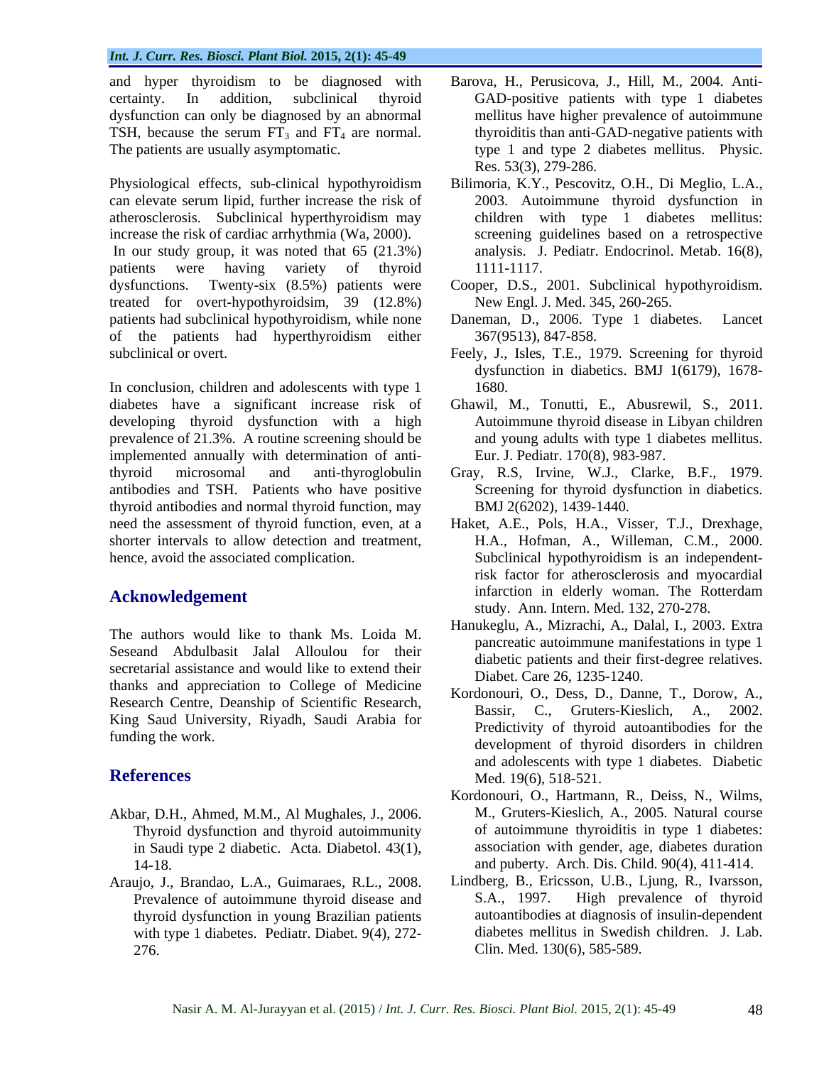and hyper thyroidism to be diagnosed with certainty. In addition, subclinical thyroid dysfunction can only be diagnosed by an abnormal TSH, because the serum $FT_3$ and $FT_4$ are normal. The patients are usually asymptomatic.

Physiological effects, sub-clinical hypothyroidism can elevate serum lipid, further increase the risk of atherosclerosis. Subclinical hyperthyroidism may increase the risk of cardiac arrhythmia (Wa, 2000).
In our study group, it was noted that 65 (21.3%) patients were having variety of thyroid dysfunctions. Twenty-six (8.5%) patients were treated for overt-hypothyroidsim, 39 (12.8%) patients had subclinical hypothyroidism, while none of the patients had hyperthyroidism either subclinical or overt.

In conclusion, children and adolescents with type 1 diabetes have a significant increase risk of developing thyroid dysfunction with a high prevalence of 21.3%. A routine screening should be implemented annually with determination of anti-thyroid microsomal and anti-thyroglobulin antibodies and TSH. Patients who have positive thyroid antibodies and normal thyroid function, may need the assessment of thyroid function, even, at a shorter intervals to allow detection and treatment, hence, avoid the associated complication.

## Acknowledgement

The authors would like to thank Ms. Loida M. Seseand Abdulbasit Jalal Alloulou for their secretarial assistance and would like to extend their thanks and appreciation to College of Medicine Research Centre, Deanship of Scientific Research, King Saud University, Riyadh, Saudi Arabia for funding the work.

## References

Akbar, D.H., Ahmed, M.M., Al Mughales, J., 2006. Thyroid dysfunction and thyroid autoimmunity in Saudi type 2 diabetic. Acta. Diabetol. 43(1), 14-18.

Araujo, J., Brandao, L.A., Guimaraes, R.L., 2008. Prevalence of autoimmune thyroid disease and thyroid dysfunction in young Brazilian patients with type 1 diabetes. Pediatr. Diabet. 9(4), 272-276.

Barova, H., Perusicova, J., Hill, M., 2004. Anti-GAD-positive patients with type 1 diabetes mellitus have higher prevalence of autoimmune thyroiditis than anti-GAD-negative patients with type 1 and type 2 diabetes mellitus. Physic. Res. 53(3), 279-286.

Bilimoria, K.Y., Pescovitz, O.H., Di Meglio, L.A., 2003. Autoimmune thyroid dysfunction in children with type 1 diabetes mellitus: screening guidelines based on a retrospective analysis. J. Pediatr. Endocrinol. Metab. 16(8), 1111-1117.

Cooper, D.S., 2001. Subclinical hypothyroidism. New Engl. J. Med. 345, 260-265.

Daneman, D., 2006. Type 1 diabetes. Lancet 367(9513), 847-858.

Feely, J., Isles, T.E., 1979. Screening for thyroid dysfunction in diabetics. BMJ 1(6179), 1678-1680.

Ghawil, M., Tonutti, E., Abusrewil, S., 2011. Autoimmune thyroid disease in Libyan children and young adults with type 1 diabetes mellitus. Eur. J. Pediatr. 170(8), 983-987.

Gray, R.S, Irvine, W.J., Clarke, B.F., 1979. Screening for thyroid dysfunction in diabetics. BMJ 2(6202), 1439-1440.

Haket, A.E., Pols, H.A., Visser, T.J., Drexhage, H.A., Hofman, A., Willeman, C.M., 2000. Subclinical hypothyroidism is an independent-risk factor for atherosclerosis and myocardial infarction in elderly woman. The Rotterdam study. Ann. Intern. Med. 132, 270-278.

Hanukeglu, A., Mizrachi, A., Dalal, I., 2003. Extra pancreatic autoimmune manifestations in type 1 diabetic patients and their first-degree relatives. Diabet. Care 26, 1235-1240.

Kordonouri, O., Dess, D., Danne, T., Dorow, A., Bassir, C., Gruters-Kieslich, A., 2002. Predictivity of thyroid autoantibodies for the development of thyroid disorders in children and adolescents with type 1 diabetes. Diabetic Med. 19(6), 518-521.

Kordonouri, O., Hartmann, R., Deiss, N., Wilms, M., Gruters-Kieslich, A., 2005. Natural course of autoimmune thyroiditis in type 1 diabetes: association with gender, age, diabetes duration and puberty. Arch. Dis. Child. 90(4), 411-414.

Lindberg, B., Ericsson, U.B., Ljung, R., Ivarsson, S.A., 1997. High prevalence of thyroid autoantibodies at diagnosis of insulin-dependent diabetes mellitus in Swedish children. J. Lab. Clin. Med. 130(6), 585-589.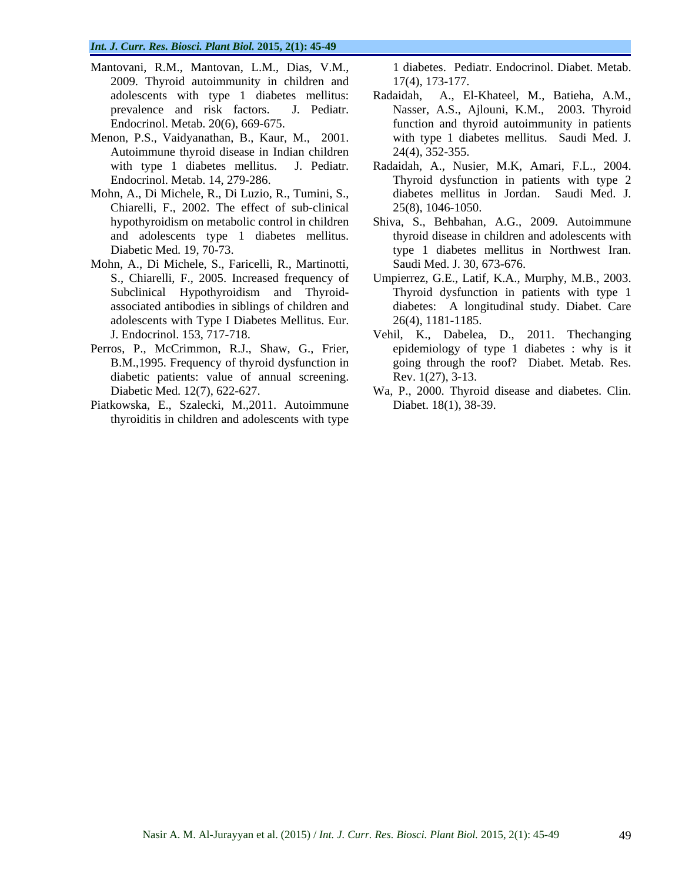Mantovani, R.M., Mantovan, L.M., Dias, V.M., 2009. Thyroid autoimmunity in children and adolescents with type 1 diabetes mellitus: prevalence and risk factors. J. Pediatr. Endocrinol. Metab. 20(6), 669-675.

Menon, P.S., Vaidyanathan, B., Kaur, M., 2001. Autoimmune thyroid disease in Indian children with type 1 diabetes mellitus. J. Pediatr. Endocrinol. Metab. 14, 279-286.

Mohn, A., Di Michele, R., Di Luzio, R., Tumini, S., Chiarelli, F., 2002. The effect of sub-clinical hypothyroidism on metabolic control in children and adolescents type 1 diabetes mellitus. Diabetic Med. 19, 70-73.

Mohn, A., Di Michele, S., Faricelli, R., Martinotti, S., Chiarelli, F., 2005. Increased frequency of Subclinical Hypothyroidism and Thyroid-associated antibodies in siblings of children and adolescents with Type I Diabetes Mellitus. Eur. J. Endocrinol. 153, 717-718.

Perros, P., McCrimmon, R.J., Shaw, G., Frier, B.M.,1995. Frequency of thyroid dysfunction in diabetic patients: value of annual screening. Diabetic Med. 12(7), 622-627.

Piatkowska, E., Szalecki, M.,2011. Autoimmune thyroiditis in children and adolescents with type 1 diabetes. Pediatr. Endocrinol. Diabet. Metab. 17(4), 173-177.

Radaidah, A., El-Khateel, M., Batieha, A.M., Nasser, A.S., Ajlouni, K.M., 2003. Thyroid function and thyroid autoimmunity in patients with type 1 diabetes mellitus. Saudi Med. J. 24(4), 352-355.

Radaidah, A., Nusier, M.K, Amari, F.L., 2004. Thyroid dysfunction in patients with type 2 diabetes mellitus in Jordan. Saudi Med. J. 25(8), 1046-1050.

Shiva, S., Behbahan, A.G., 2009. Autoimmune thyroid disease in children and adolescents with type 1 diabetes mellitus in Northwest Iran. Saudi Med. J. 30, 673-676.

Umpierrez, G.E., Latif, K.A., Murphy, M.B., 2003. Thyroid dysfunction in patients with type 1 diabetes: A longitudinal study. Diabet. Care 26(4), 1181-1185.

Vehil, K., Dabelea, D., 2011. Thechanging epidemiology of type 1 diabetes : why is it going through the roof? Diabet. Metab. Res. Rev. 1(27), 3-13.

Wa, P., 2000. Thyroid disease and diabetes. Clin. Diabet. 18(1), 38-39.